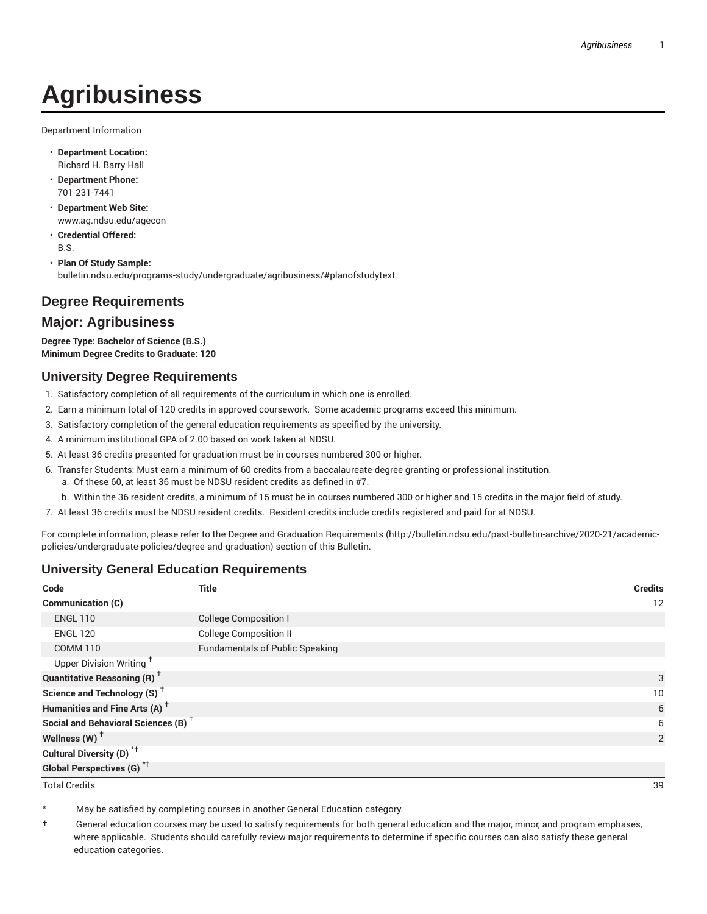# Agribusiness

Department Information

- **Department Location:**
  Richard H. Barry Hall
- **Department Phone:**
  701-231-7441
- **Department Web Site:**
  www.ag.ndsu.edu/agecon
- **Credential Offered:**
  B.S.
- **Plan Of Study Sample:**
  bulletin.ndsu.edu/programs-study/undergraduate/agribusiness/#planofstudytext

## Degree Requirements

## Major: Agribusiness

**Degree Type: Bachelor of Science (B.S.)**
**Minimum Degree Credits to Graduate: 120**

### University Degree Requirements

1. Satisfactory completion of all requirements of the curriculum in which one is enrolled.
2. Earn a minimum total of 120 credits in approved coursework. Some academic programs exceed this minimum.
3. Satisfactory completion of the general education requirements as specified by the university.
4. A minimum institutional GPA of 2.00 based on work taken at NDSU.
5. At least 36 credits presented for graduation must be in courses numbered 300 or higher.
6. Transfer Students: Must earn a minimum of 60 credits from a baccalaureate-degree granting or professional institution.
   a. Of these 60, at least 36 must be NDSU resident credits as defined in #7.
   b. Within the 36 resident credits, a minimum of 15 must be in courses numbered 300 or higher and 15 credits in the major field of study.
7. At least 36 credits must be NDSU resident credits. Resident credits include credits registered and paid for at NDSU.

For complete information, please refer to the Degree and Graduation Requirements (http://bulletin.ndsu.edu/past-bulletin-archive/2020-21/academic-policies/undergraduate-policies/degree-and-graduation) section of this Bulletin.

### University General Education Requirements

| Code | Title | Credits |
|---|---|---|
| **Communication (C)** | | 12 |
| ENGL 110 | College Composition I | |
| ENGL 120 | College Composition II | |
| COMM 110 | Fundamentals of Public Speaking | |
| Upper Division Writing † | | |
| **Quantitative Reasoning (R)** † | | 3 |
| **Science and Technology (S)** † | | 10 |
| **Humanities and Fine Arts (A)** † | | 6 |
| **Social and Behavioral Sciences (B)** † | | 6 |
| **Wellness (W)** † | | 2 |
| **Cultural Diversity (D)** *† | | |
| **Global Perspectives (G)** *† | | |
| Total Credits | | 39 |

\* May be satisfied by completing courses in another General Education category.

† General education courses may be used to satisfy requirements for both general education and the major, minor, and program emphases, where applicable. Students should carefully review major requirements to determine if specific courses can also satisfy these general education categories.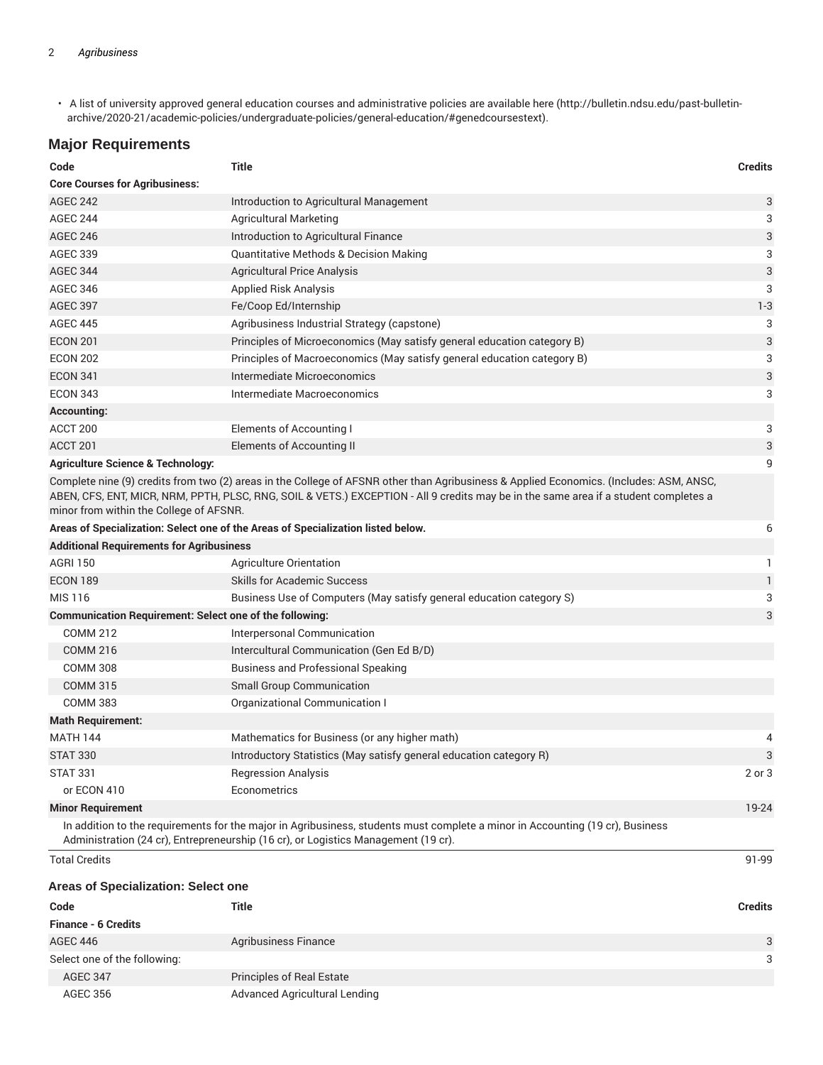- A list of university approved general education courses and administrative policies are available here (http://bulletin.ndsu.edu/past-bulletin-archive/2020-21/academic-policies/undergraduate-policies/general-education/#genedcoursestext).

## Major Requirements

| Code | Title | Credits |
|---|---|---|
| **Core Courses for Agribusiness:** | | |
| AGEC 242 | Introduction to Agricultural Management | 3 |
| AGEC 244 | Agricultural Marketing | 3 |
| AGEC 246 | Introduction to Agricultural Finance | 3 |
| AGEC 339 | Quantitative Methods & Decision Making | 3 |
| AGEC 344 | Agricultural Price Analysis | 3 |
| AGEC 346 | Applied Risk Analysis | 3 |
| AGEC 397 | Fe/Coop Ed/Internship | 1-3 |
| AGEC 445 | Agribusiness Industrial Strategy (capstone) | 3 |
| ECON 201 | Principles of Microeconomics (May satisfy general education category B) | 3 |
| ECON 202 | Principles of Macroeconomics (May satisfy general education category B) | 3 |
| ECON 341 | Intermediate Microeconomics | 3 |
| ECON 343 | Intermediate Macroeconomics | 3 |
| **Accounting:** | | |
| ACCT 200 | Elements of Accounting I | 3 |
| ACCT 201 | Elements of Accounting II | 3 |
| **Agriculture Science & Technology:** | | 9 |
| Complete nine (9) credits from two (2) areas in the College of AFSNR other than Agribusiness & Applied Economics. (Includes: ASM, ANSC, ABEN, CFS, ENT, MICR, NRM, PPTH, PLSC, RNG, SOIL & VETS.) EXCEPTION - All 9 credits may be in the same area if a student completes a minor from within the College of AFSNR. | | |
| **Areas of Specialization: Select one of the Areas of Specialization listed below.** | | 6 |
| **Additional Requirements for Agribusiness** | | |
| AGRI 150 | Agriculture Orientation | 1 |
| ECON 189 | Skills for Academic Success | 1 |
| MIS 116 | Business Use of Computers (May satisfy general education category S) | 3 |
| **Communication Requirement: Select one of the following:** | | 3 |
| COMM 212 | Interpersonal Communication | |
| COMM 216 | Intercultural Communication (Gen Ed B/D) | |
| COMM 308 | Business and Professional Speaking | |
| COMM 315 | Small Group Communication | |
| COMM 383 | Organizational Communication I | |
| **Math Requirement:** | | |
| MATH 144 | Mathematics for Business (or any higher math) | 4 |
| STAT 330 | Introductory Statistics (May satisfy general education category R) | 3 |
| STAT 331 | Regression Analysis | 2 or 3 |
| or ECON 410 | Econometrics | |
| **Minor Requirement** | | 19-24 |
| In addition to the requirements for the major in Agribusiness, students must complete a minor in Accounting (19 cr), Business Administration (24 cr), Entrepreneurship (16 cr), or Logistics Management (19 cr). | | |
| Total Credits | | 91-99 |

### Areas of Specialization: Select one

| Code | Title | Credits |
|---|---|---|
| **Finance - 6 Credits** | | |
| AGEC 446 | Agribusiness Finance | 3 |
| Select one of the following: | | 3 |
| AGEC 347 | Principles of Real Estate | |
| AGEC 356 | Advanced Agricultural Lending | |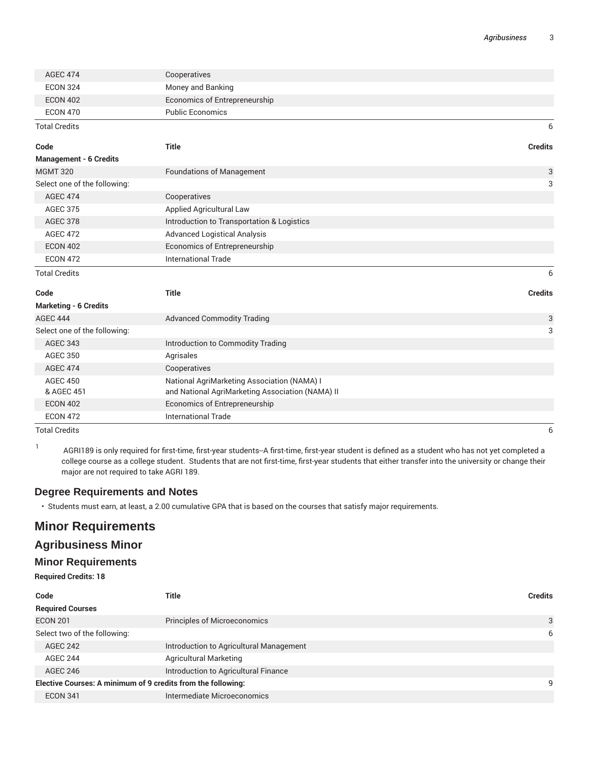| Code | Title | Credits |
|---|---|---|
| AGEC 474 | Cooperatives | |
| ECON 324 | Money and Banking | |
| ECON 402 | Economics of Entrepreneurship | |
| ECON 470 | Public Economics | |
| Total Credits | | 6 |

| Code | Title | Credits |
|---|---|---|
| **Management - 6 Credits** | | |
| MGMT 320 | Foundations of Management | 3 |
| Select one of the following: | | 3 |
| AGEC 474 | Cooperatives | |
| AGEC 375 | Applied Agricultural Law | |
| AGEC 378 | Introduction to Transportation & Logistics | |
| AGEC 472 | Advanced Logistical Analysis | |
| ECON 402 | Economics of Entrepreneurship | |
| ECON 472 | International Trade | |
| Total Credits | | 6 |

| Code | Title | Credits |
|---|---|---|
| **Marketing - 6 Credits** | | |
| AGEC 444 | Advanced Commodity Trading | 3 |
| Select one of the following: | | 3 |
| AGEC 343 | Introduction to Commodity Trading | |
| AGEC 350 | Agrisales | |
| AGEC 474 | Cooperatives | |
| AGEC 450 & AGEC 451 | National AgriMarketing Association (NAMA) I and National AgriMarketing Association (NAMA) II | |
| ECON 402 | Economics of Entrepreneurship | |
| ECON 472 | International Trade | |
| Total Credits | | 6 |

[1] AGRI189 is only required for first-time, first-year students--A first-time, first-year student is defined as a student who has not yet completed a college course as a college student. Students that are not first-time, first-year students that either transfer into the university or change their major are not required to take AGRI 189.

### Degree Requirements and Notes

- Students must earn, at least, a 2.00 cumulative GPA that is based on the courses that satisfy major requirements.

## Minor Requirements

### Agribusiness Minor

### Minor Requirements

**Required Credits: 18**

| Code | Title | Credits |
|---|---|---|
| **Required Courses** | | |
| ECON 201 | Principles of Microeconomics | 3 |
| Select two of the following: | | 6 |
| AGEC 242 | Introduction to Agricultural Management | |
| AGEC 244 | Agricultural Marketing | |
| AGEC 246 | Introduction to Agricultural Finance | |
| **Elective Courses: A minimum of 9 credits from the following:** | | 9 |
| ECON 341 | Intermediate Microeconomics | |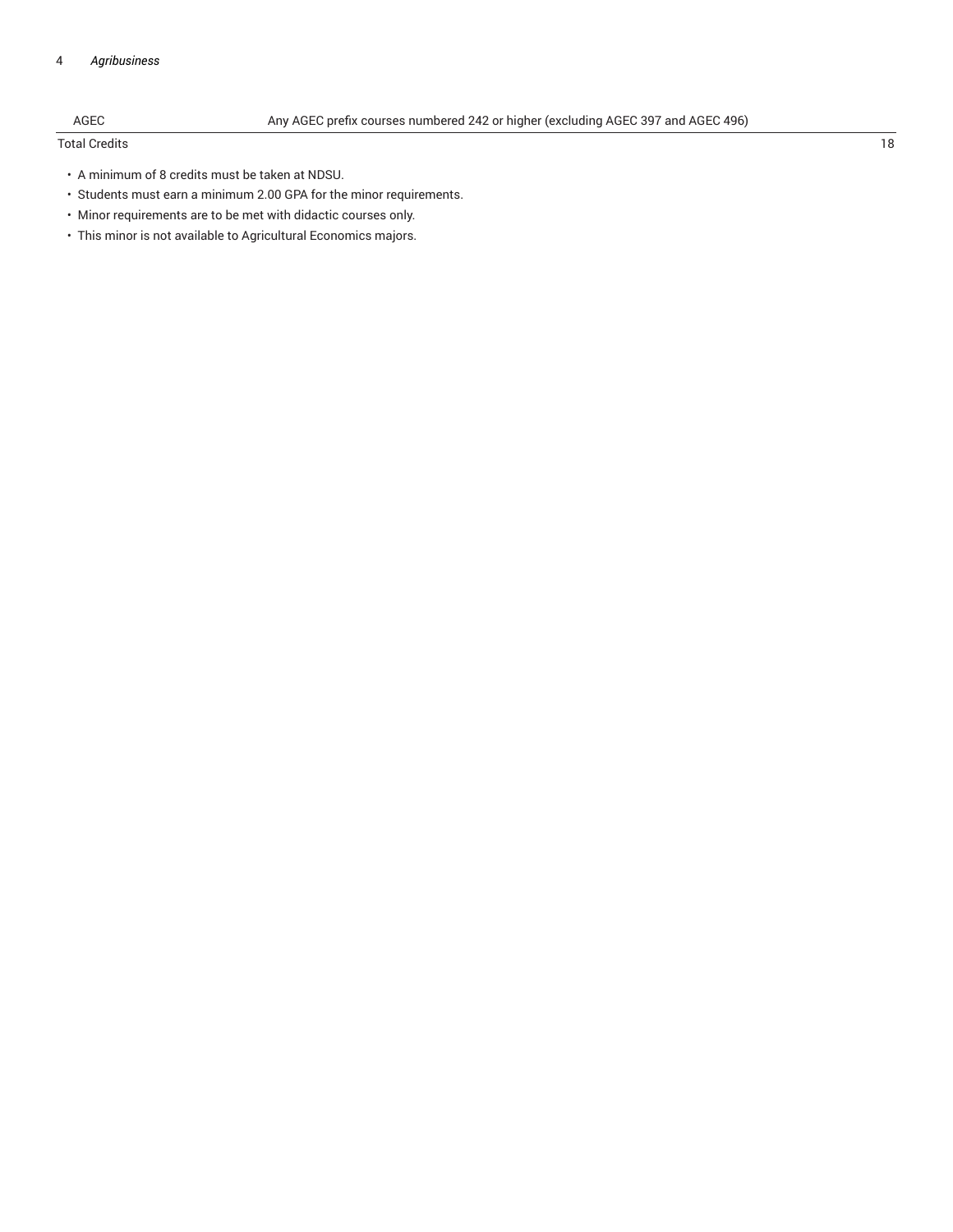| | | |
|---|---|---|
| AGEC | Any AGEC prefix courses numbered 242 or higher (excluding AGEC 397 and AGEC 496) | |
| Total Credits | | 18 |

- A minimum of 8 credits must be taken at NDSU.
- Students must earn a minimum 2.00 GPA for the minor requirements.
- Minor requirements are to be met with didactic courses only.
- This minor is not available to Agricultural Economics majors.